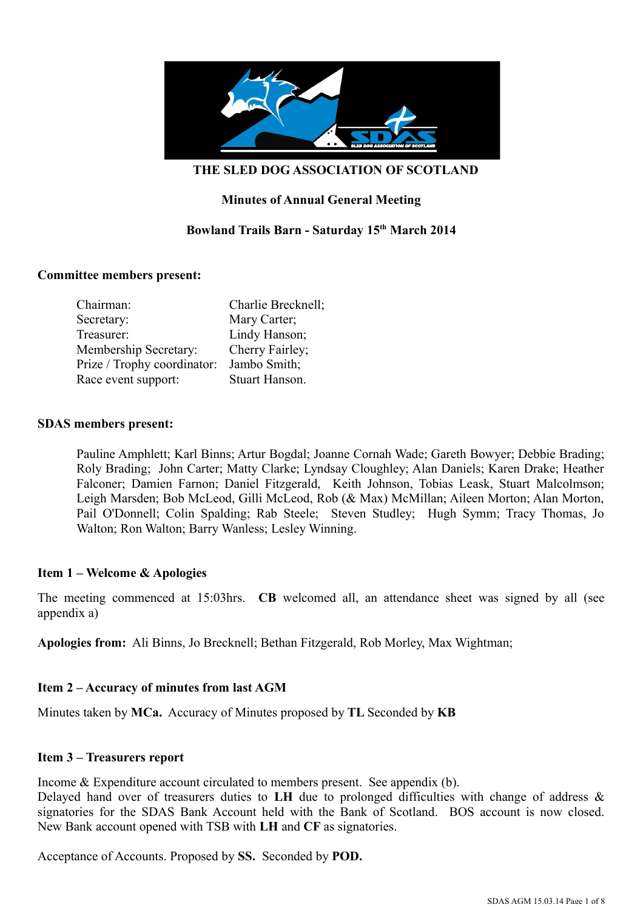# THE SLED DOG ASSOCIATION OF SCOTLAND

## Minutes of Annual General Meeting

## Bowland Trails Barn - Saturday 15th March 2014

**Committee members present:**

| | |
|---|---|
| Chairman: | Charlie Brecknell; |
| Secretary: | Mary Carter; |
| Treasurer: | Lindy Hanson; |
| Membership Secretary: | Cherry Fairley; |
| Prize / Trophy coordinator: | Jambo Smith; |
| Race event support: | Stuart Hanson. |

**SDAS members present:**

Pauline Amphlett; Karl Binns; Artur Bogdal; Joanne Cornah Wade; Gareth Bowyer; Debbie Brading; Roly Brading; John Carter; Matty Clarke; Lyndsay Cloughley; Alan Daniels; Karen Drake; Heather Falconer; Damien Farnon; Daniel Fitzgerald, Keith Johnson, Tobias Leask, Stuart Malcolmson; Leigh Marsden; Bob McLeod, Gilli McLeod, Rob (& Max) McMillan; Aileen Morton; Alan Morton, Pail O'Donnell; Colin Spalding; Rab Steele; Steven Studley; Hugh Symm; Tracy Thomas, Jo Walton; Ron Walton; Barry Wanless; Lesley Winning.

**Item 1 – Welcome & Apologies**

The meeting commenced at 15:03hrs. **CB** welcomed all, an attendance sheet was signed by all (see appendix a)

**Apologies from:** Ali Binns, Jo Brecknell; Bethan Fitzgerald, Rob Morley, Max Wightman;

**Item 2 – Accuracy of minutes from last AGM**

Minutes taken by **MCa.** Accuracy of Minutes proposed by **TL** Seconded by **KB**

**Item 3 – Treasurers report**

Income & Expenditure account circulated to members present. See appendix (b).
Delayed hand over of treasurers duties to **LH** due to prolonged difficulties with change of address & signatories for the SDAS Bank Account held with the Bank of Scotland. BOS account is now closed. New Bank account opened with TSB with **LH** and **CF** as signatories.

Acceptance of Accounts. Proposed by **SS.** Seconded by **POD.**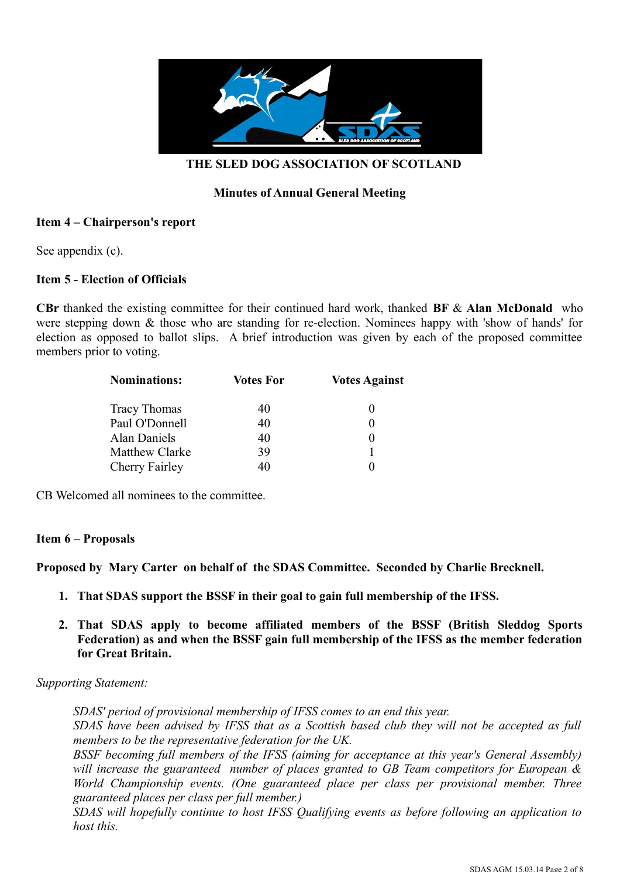**THE SLED DOG ASSOCIATION OF SCOTLAND**

**Minutes of Annual General Meeting**

**Item 4 – Chairperson's report**

See appendix (c).

**Item 5 - Election of Officials**

**CBr** thanked the existing committee for their continued hard work, thanked **BF** & **Alan McDonald** who were stepping down & those who are standing for re-election. Nominees happy with 'show of hands' for election as opposed to ballot slips. A brief introduction was given by each of the proposed committee members prior to voting.

| Nominations: | Votes For | Votes Against |
|---|---|---|
| Tracy Thomas | 40 | 0 |
| Paul O'Donnell | 40 | 0 |
| Alan Daniels | 40 | 0 |
| Matthew Clarke | 39 | 1 |
| Cherry Fairley | 40 | 0 |

CB Welcomed all nominees to the committee.

**Item 6 – Proposals**

**Proposed by Mary Carter on behalf of the SDAS Committee. Seconded by Charlie Brecknell.**

1. **That SDAS support the BSSF in their goal to gain full membership of the IFSS.**
2. **That SDAS apply to become affiliated members of the BSSF (British Sleddog Sports Federation) as and when the BSSF gain full membership of the IFSS as the member federation for Great Britain.**

*Supporting Statement:*

*SDAS' period of provisional membership of IFSS comes to an end this year.*
*SDAS have been advised by IFSS that as a Scottish based club they will not be accepted as full members to be the representative federation for the UK.*
*BSSF becoming full members of the IFSS (aiming for acceptance at this year's General Assembly) will increase the guaranteed number of places granted to GB Team competitors for European & World Championship events. (One guaranteed place per class per provisional member. Three guaranteed places per class per full member.)*
*SDAS will hopefully continue to host IFSS Qualifying events as before following an application to host this.*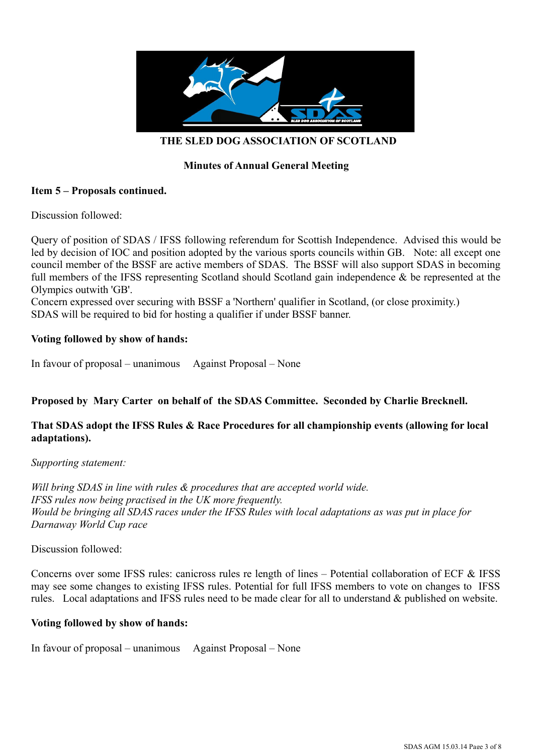**THE SLED DOG ASSOCIATION OF SCOTLAND**

**Minutes of Annual General Meeting**

**Item 5 – Proposals continued.**

Discussion followed:

Query of position of SDAS / IFSS following referendum for Scottish Independence. Advised this would be led by decision of IOC and position adopted by the various sports councils within GB. Note: all except one council member of the BSSF are active members of SDAS. The BSSF will also support SDAS in becoming full members of the IFSS representing Scotland should Scotland gain independence & be represented at the Olympics outwith 'GB'.
Concern expressed over securing with BSSF a 'Northern' qualifier in Scotland, (or close proximity.)
SDAS will be required to bid for hosting a qualifier if under BSSF banner.

**Voting followed by show of hands:**

In favour of proposal – unanimous   Against Proposal – None

**Proposed by Mary Carter on behalf of the SDAS Committee. Seconded by Charlie Brecknell.**

**That SDAS adopt the IFSS Rules & Race Procedures for all championship events (allowing for local adaptations).**

*Supporting statement:*

*Will bring SDAS in line with rules & procedures that are accepted world wide.*
*IFSS rules now being practised in the UK more frequently.*
*Would be bringing all SDAS races under the IFSS Rules with local adaptations as was put in place for Darnaway World Cup race*

Discussion followed:

Concerns over some IFSS rules: canicross rules re length of lines – Potential collaboration of ECF & IFSS may see some changes to existing IFSS rules. Potential for full IFSS members to vote on changes to IFSS rules. Local adaptations and IFSS rules need to be made clear for all to understand & published on website.

**Voting followed by show of hands:**

In favour of proposal – unanimous   Against Proposal – None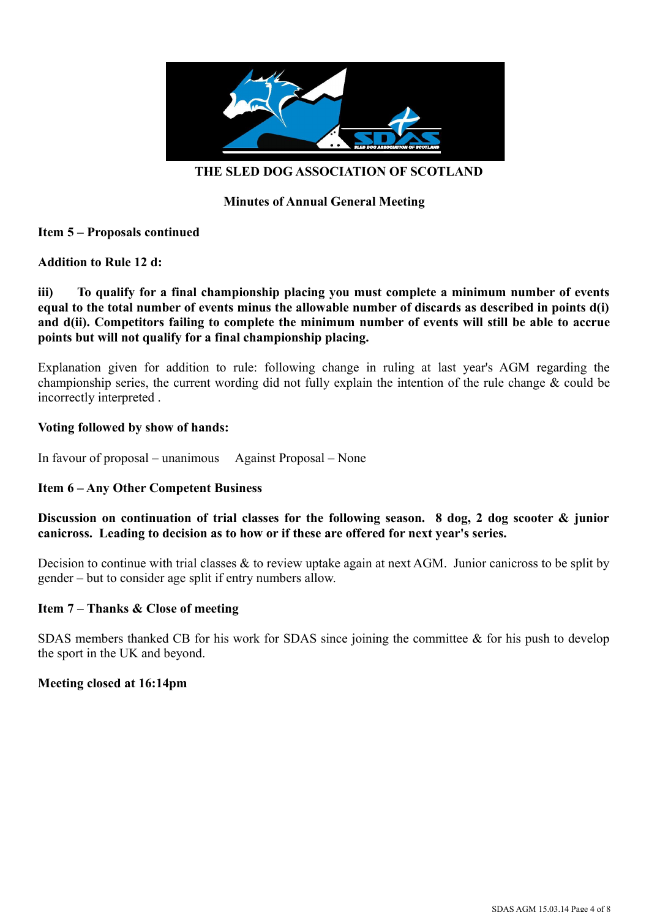**THE SLED DOG ASSOCIATION OF SCOTLAND**

**Minutes of Annual General Meeting**

**Item 5 – Proposals continued**

**Addition to Rule 12 d:**

**iii) To qualify for a final championship placing you must complete a minimum number of events equal to the total number of events minus the allowable number of discards as described in points d(i) and d(ii). Competitors failing to complete the minimum number of events will still be able to accrue points but will not qualify for a final championship placing.**

Explanation given for addition to rule: following change in ruling at last year's AGM regarding the championship series, the current wording did not fully explain the intention of the rule change & could be incorrectly interpreted .

**Voting followed by show of hands:**

In favour of proposal – unanimous Against Proposal – None

**Item 6 – Any Other Competent Business**

**Discussion on continuation of trial classes for the following season. 8 dog, 2 dog scooter & junior canicross. Leading to decision as to how or if these are offered for next year's series.**

Decision to continue with trial classes & to review uptake again at next AGM. Junior canicross to be split by gender – but to consider age split if entry numbers allow.

**Item 7 – Thanks & Close of meeting**

SDAS members thanked CB for his work for SDAS since joining the committee & for his push to develop the sport in the UK and beyond.

**Meeting closed at 16:14pm**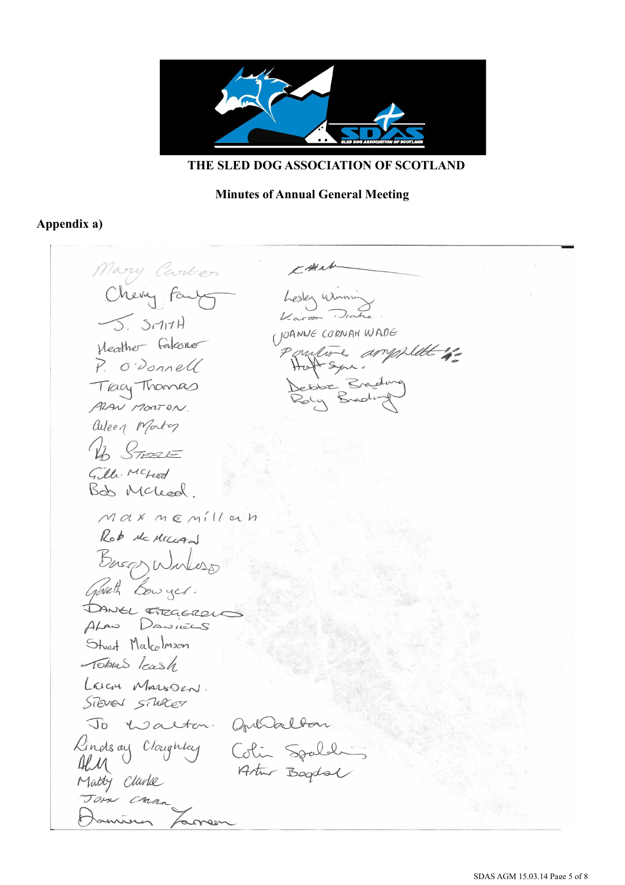**THE SLED DOG ASSOCIATION OF SCOTLAND**

**Minutes of Annual General Meeting**

**Appendix a)**

Mary Carter
Cherry Fairly
J. SMITH
Heather Falconer
P. O'Donnell
Tracy Thomas
ALAN MORTON
Aileen Morton
Rob STEELE
Gillie McLeod
Bob McLeod
max mcmillan
Rob McMILLAN
Barry Winless
Gareth Bowyer
DANIEL FITZGERALD
ALAN DANIELS
Stuart Malcolmson
Tobias Leash
LEIGH MARSDEN
STEVEN STURGEY
Jo Walton
Lindsay Claughley
Matty Clarke
JOHN CARAN
Damien Farren

Lesley Winning
Karen Drake
JOANNE CORNAH WADE
Pauline Campbell
Hoff Syme
Debbie Brading
Roly Brading
April Dalton
Colin Spalding
Artur Bogdal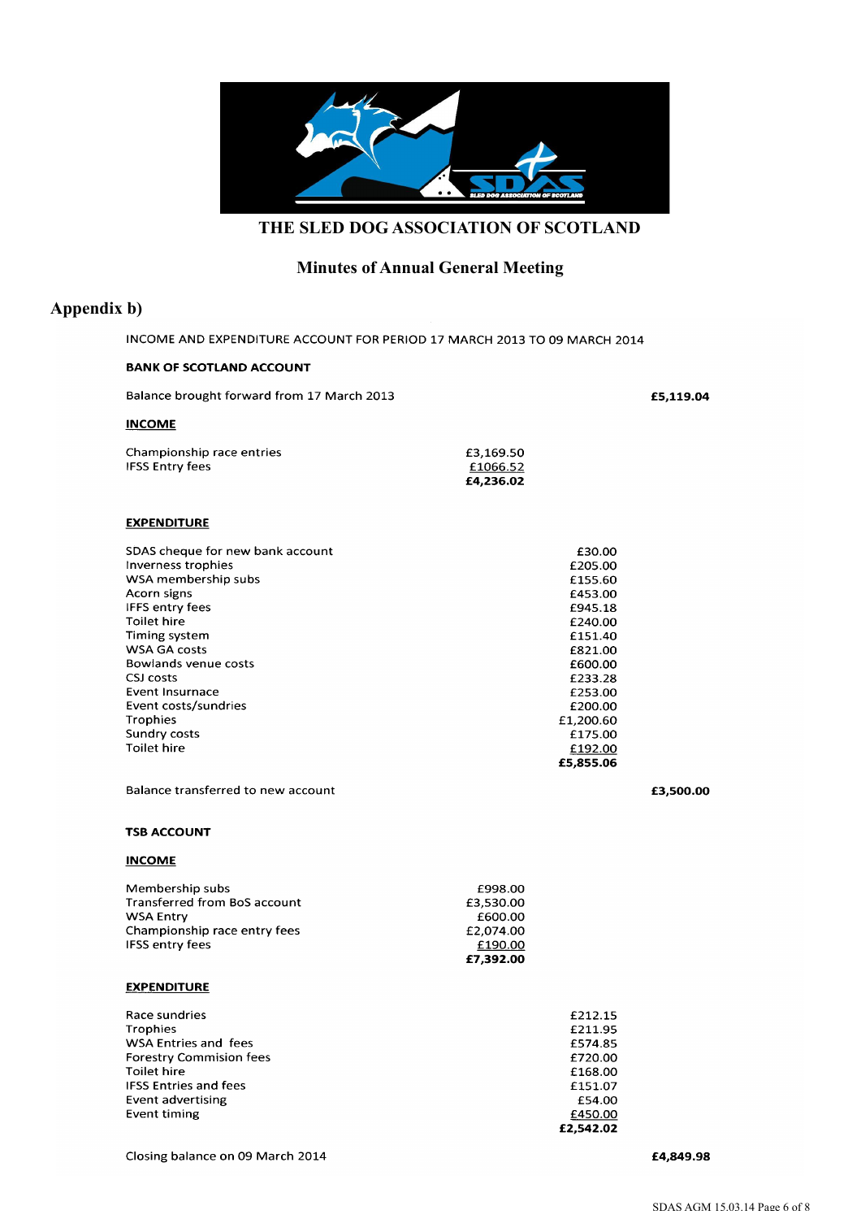# THE SLED DOG ASSOCIATION OF SCOTLAND

## Minutes of Annual General Meeting

### Appendix b)

INCOME AND EXPENDITURE ACCOUNT FOR PERIOD 17 MARCH 2013 TO 09 MARCH 2014

**BANK OF SCOTLAND ACCOUNT**

| | | | |
|---|---|---|---|
| Balance brought forward from 17 March 2013 | | | **£5,119.04** |
| **INCOME** | | | |
| Championship race entries | £3,169.50 | | |
| IFSS Entry fees | £1066.52 | | |
| | **£4,236.02** | | |
| **EXPENDITURE** | | | |
| SDAS cheque for new bank account | | £30.00 | |
| Inverness trophies | | £205.00 | |
| WSA membership subs | | £155.60 | |
| Acorn signs | | £453.00 | |
| IFFS entry fees | | £945.18 | |
| Toilet hire | | £240.00 | |
| Timing system | | £151.40 | |
| WSA GA costs | | £821.00 | |
| Bowlands venue costs | | £600.00 | |
| CSJ costs | | £233.28 | |
| Event Insurnance | | £253.00 | |
| Event costs/sundries | | £200.00 | |
| Trophies | | £1,200.60 | |
| Sundry costs | | £175.00 | |
| Toilet hire | | £192.00 | |
| | | **£5,855.06** | |
| Balance transferred to new account | | | **£3,500.00** |

**TSB ACCOUNT**

| | | | |
|---|---|---|---|
| **INCOME** | | | |
| Membership subs | £998.00 | | |
| Transferred from BoS account | £3,530.00 | | |
| WSA Entry | £600.00 | | |
| Championship race entry fees | £2,074.00 | | |
| IFSS entry fees | £190.00 | | |
| | **£7,392.00** | | |
| **EXPENDITURE** | | | |
| Race sundries | | £212.15 | |
| Trophies | | £211.95 | |
| WSA Entries and fees | | £574.85 | |
| Forestry Commision fees | | £720.00 | |
| Toilet hire | | £168.00 | |
| IFSS Entries and fees | | £151.07 | |
| Event advertising | | £54.00 | |
| Event timing | | £450.00 | |
| | | **£2,542.02** | |
| Closing balance on 09 March 2014 | | | **£4,849.98** |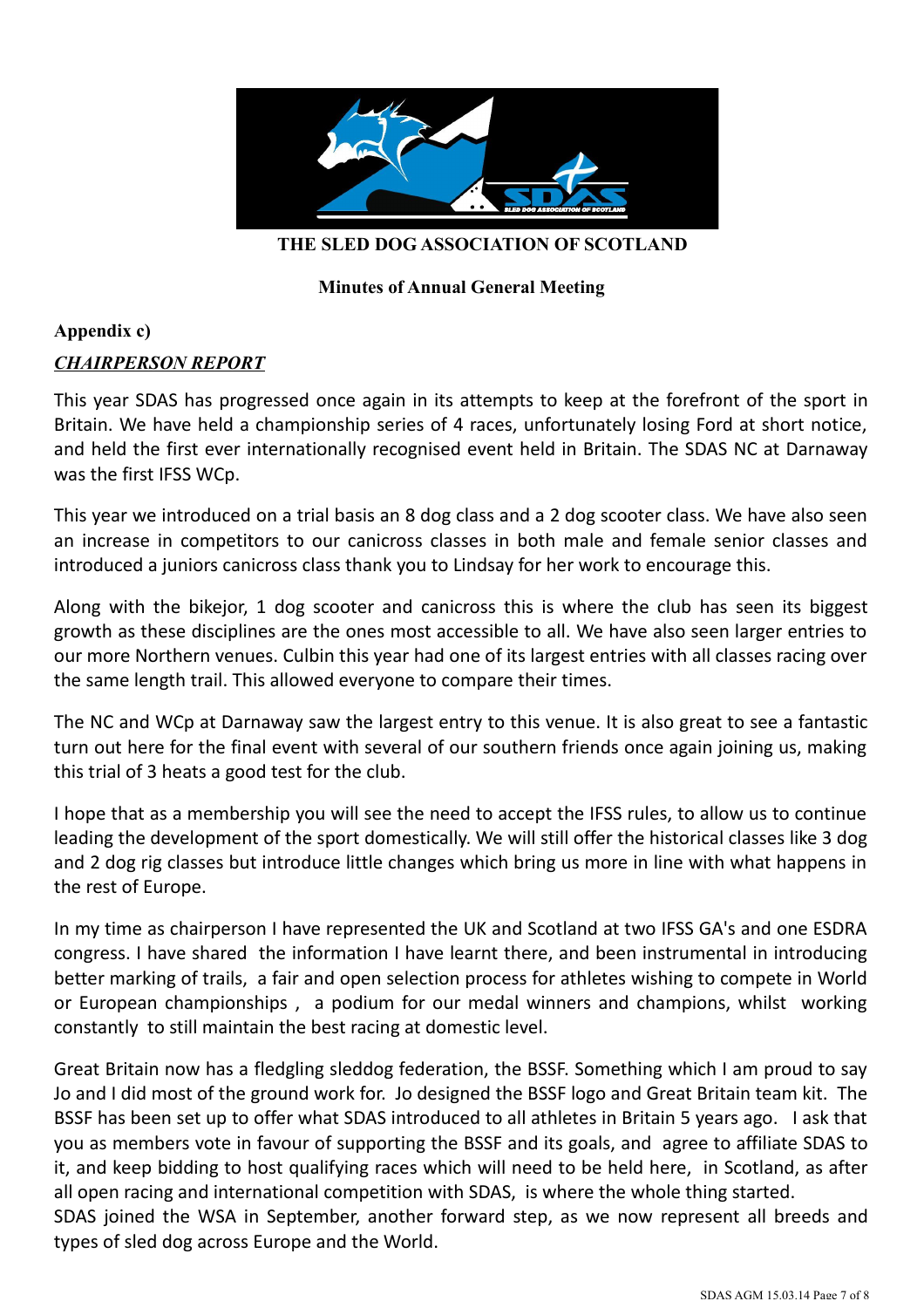**THE SLED DOG ASSOCIATION OF SCOTLAND**

**Minutes of Annual General Meeting**

**Appendix c)**

***CHAIRPERSON REPORT***

This year SDAS has progressed once again in its attempts to keep at the forefront of the sport in Britain. We have held a championship series of 4 races, unfortunately losing Ford at short notice, and held the first ever internationally recognised event held in Britain. The SDAS NC at Darnaway was the first IFSS WCp.

This year we introduced on a trial basis an 8 dog class and a 2 dog scooter class. We have also seen an increase in competitors to our canicross classes in both male and female senior classes and introduced a juniors canicross class thank you to Lindsay for her work to encourage this.

Along with the bikejor, 1 dog scooter and canicross this is where the club has seen its biggest growth as these disciplines are the ones most accessible to all. We have also seen larger entries to our more Northern venues. Culbin this year had one of its largest entries with all classes racing over the same length trail. This allowed everyone to compare their times.

The NC and WCp at Darnaway saw the largest entry to this venue. It is also great to see a fantastic turn out here for the final event with several of our southern friends once again joining us, making this trial of 3 heats a good test for the club.

I hope that as a membership you will see the need to accept the IFSS rules, to allow us to continue leading the development of the sport domestically. We will still offer the historical classes like 3 dog and 2 dog rig classes but introduce little changes which bring us more in line with what happens in the rest of Europe.

In my time as chairperson I have represented the UK and Scotland at two IFSS GA's and one ESDRA congress. I have shared the information I have learnt there, and been instrumental in introducing better marking of trails, a fair and open selection process for athletes wishing to compete in World or European championships , a podium for our medal winners and champions, whilst working constantly to still maintain the best racing at domestic level.

Great Britain now has a fledgling sleddog federation, the BSSF. Something which I am proud to say Jo and I did most of the ground work for. Jo designed the BSSF logo and Great Britain team kit. The BSSF has been set up to offer what SDAS introduced to all athletes in Britain 5 years ago. I ask that you as members vote in favour of supporting the BSSF and its goals, and agree to affiliate SDAS to it, and keep bidding to host qualifying races which will need to be held here, in Scotland, as after all open racing and international competition with SDAS, is where the whole thing started.
SDAS joined the WSA in September, another forward step, as we now represent all breeds and types of sled dog across Europe and the World.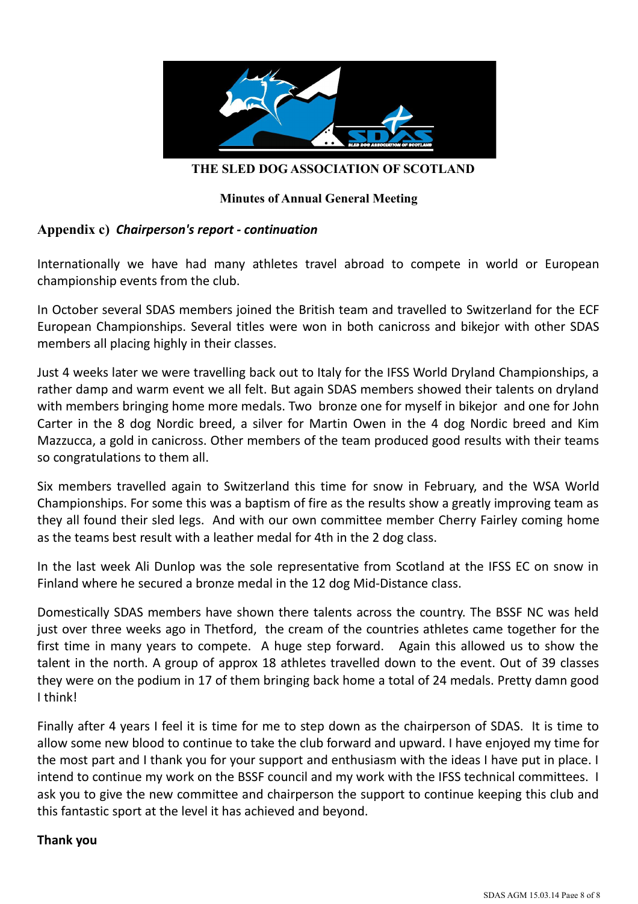**THE SLED DOG ASSOCIATION OF SCOTLAND**

**Minutes of Annual General Meeting**

## Appendix c) *Chairperson's report - continuation*

Internationally we have had many athletes travel abroad to compete in world or European championship events from the club.

In October several SDAS members joined the British team and travelled to Switzerland for the ECF European Championships. Several titles were won in both canicross and bikejor with other SDAS members all placing highly in their classes.

Just 4 weeks later we were travelling back out to Italy for the IFSS World Dryland Championships, a rather damp and warm event we all felt. But again SDAS members showed their talents on dryland with members bringing home more medals. Two bronze one for myself in bikejor and one for John Carter in the 8 dog Nordic breed, a silver for Martin Owen in the 4 dog Nordic breed and Kim Mazzucca, a gold in canicross. Other members of the team produced good results with their teams so congratulations to them all.

Six members travelled again to Switzerland this time for snow in February, and the WSA World Championships. For some this was a baptism of fire as the results show a greatly improving team as they all found their sled legs. And with our own committee member Cherry Fairley coming home as the teams best result with a leather medal for 4th in the 2 dog class.

In the last week Ali Dunlop was the sole representative from Scotland at the IFSS EC on snow in Finland where he secured a bronze medal in the 12 dog Mid-Distance class.

Domestically SDAS members have shown there talents across the country. The BSSF NC was held just over three weeks ago in Thetford, the cream of the countries athletes came together for the first time in many years to compete. A huge step forward. Again this allowed us to show the talent in the north. A group of approx 18 athletes travelled down to the event. Out of 39 classes they were on the podium in 17 of them bringing back home a total of 24 medals. Pretty damn good I think!

Finally after 4 years I feel it is time for me to step down as the chairperson of SDAS. It is time to allow some new blood to continue to take the club forward and upward. I have enjoyed my time for the most part and I thank you for your support and enthusiasm with the ideas I have put in place. I intend to continue my work on the BSSF council and my work with the IFSS technical committees. I ask you to give the new committee and chairperson the support to continue keeping this club and this fantastic sport at the level it has achieved and beyond.

**Thank you**